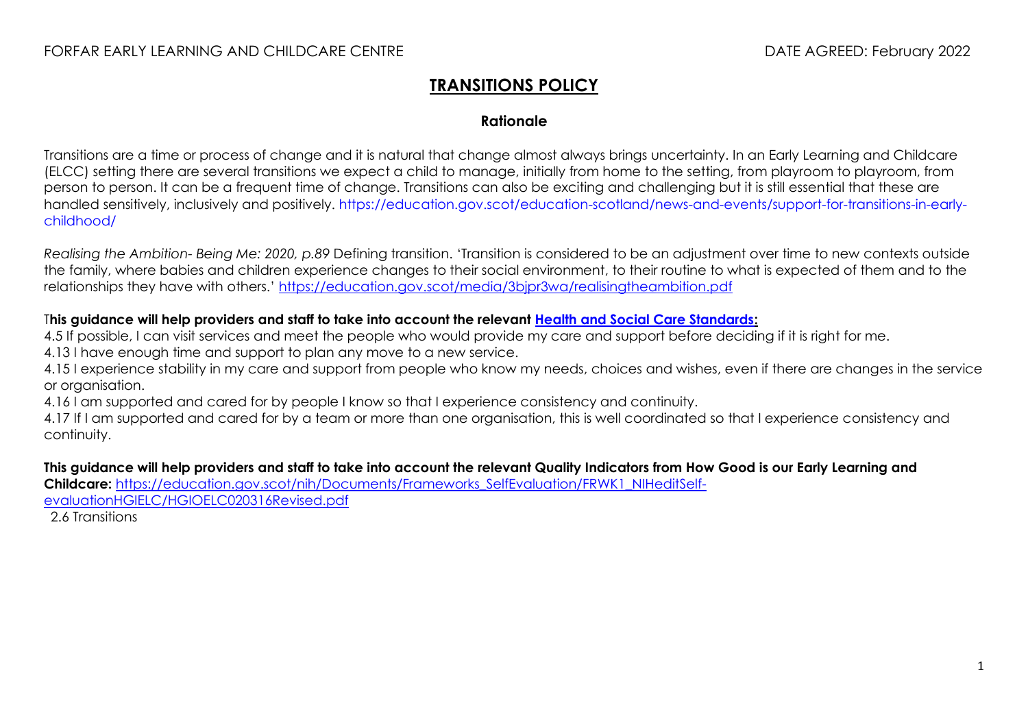FORFAR EARLY LEARNING AND CHILDCARE CENTRE DATE AGREED: February 2022

# TRANSITIONS POLICY

## Rationale

Transitions are a time or process of change and it is natural that change almost always brings uncertainty. In an Early Learning and Childcare (ELCC) setting there are several transitions we expect a child to manage, initially from home to the setting, from playroom to playroom, from person to person. It can be a frequent time of change. Transitions can also be exciting and challenging but it is still essential that these are handled sensitively, inclusively and positively. https://education.gov.scot/education-scotland/news-and-events/support-for-transitions-in-early-childhood/

*Realising the Ambition- Being Me: 2020, p.89* Defining transition. 'Transition is considered to be an adjustment over time to new contexts outside the family, where babies and children experience changes to their social environment, to their routine to what is expected of them and to the relationships they have with others.' https://education.gov.scot/media/3bjpr3wa/realisingtheambition.pdf

**This guidance will help providers and staff to take into account the relevant Health and Social Care Standards:**

4.5 If possible, I can visit services and meet the people who would provide my care and support before deciding if it is right for me.

4.13 I have enough time and support to plan any move to a new service.

4.15 I experience stability in my care and support from people who know my needs, choices and wishes, even if there are changes in the service or organisation.

4.16 I am supported and cared for by people I know so that I experience consistency and continuity.

4.17 If I am supported and cared for by a team or more than one organisation, this is well coordinated so that I experience consistency and continuity.

**This guidance will help providers and staff to take into account the relevant Quality Indicators from How Good is our Early Learning and Childcare:** https://education.gov.scot/nih/Documents/Frameworks_SelfEvaluation/FRWK1_NIHeditSelf-evaluationHGIELC/HGIOELC020316Revised.pdf

2.6 Transitions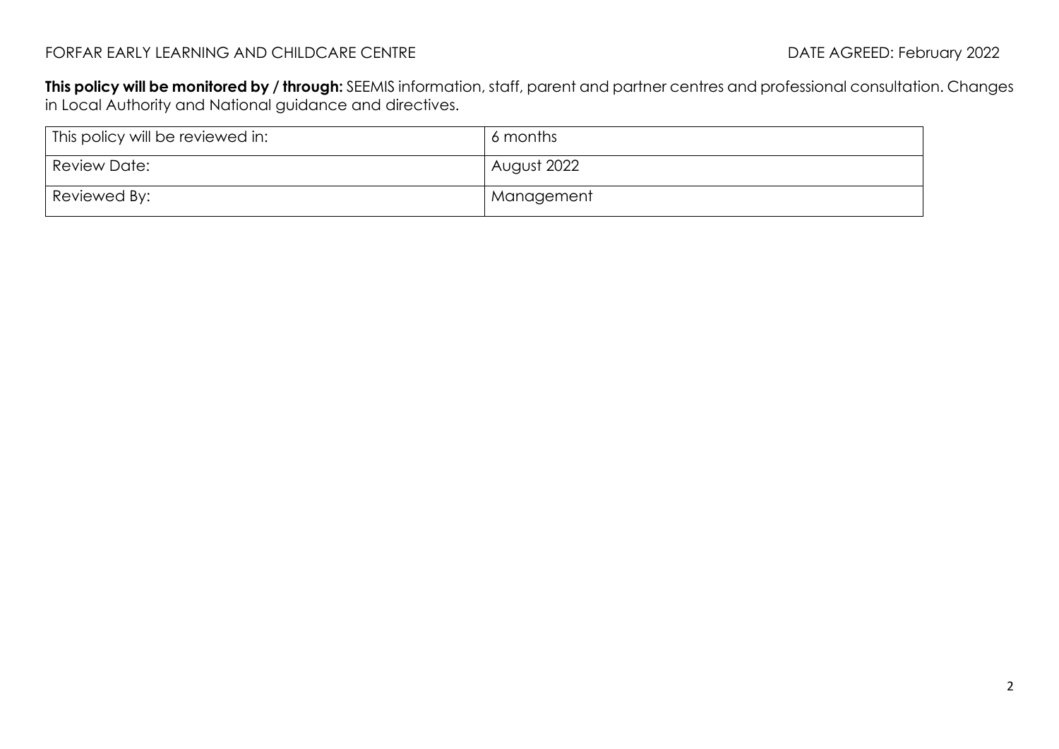**This policy will be monitored by / through:** SEEMIS information, staff, parent and partner centres and professional consultation. Changes in Local Authority and National guidance and directives.

| This policy will be reviewed in: | 6 months |
|---|---|
| Review Date: | August 2022 |
| Reviewed By: | Management |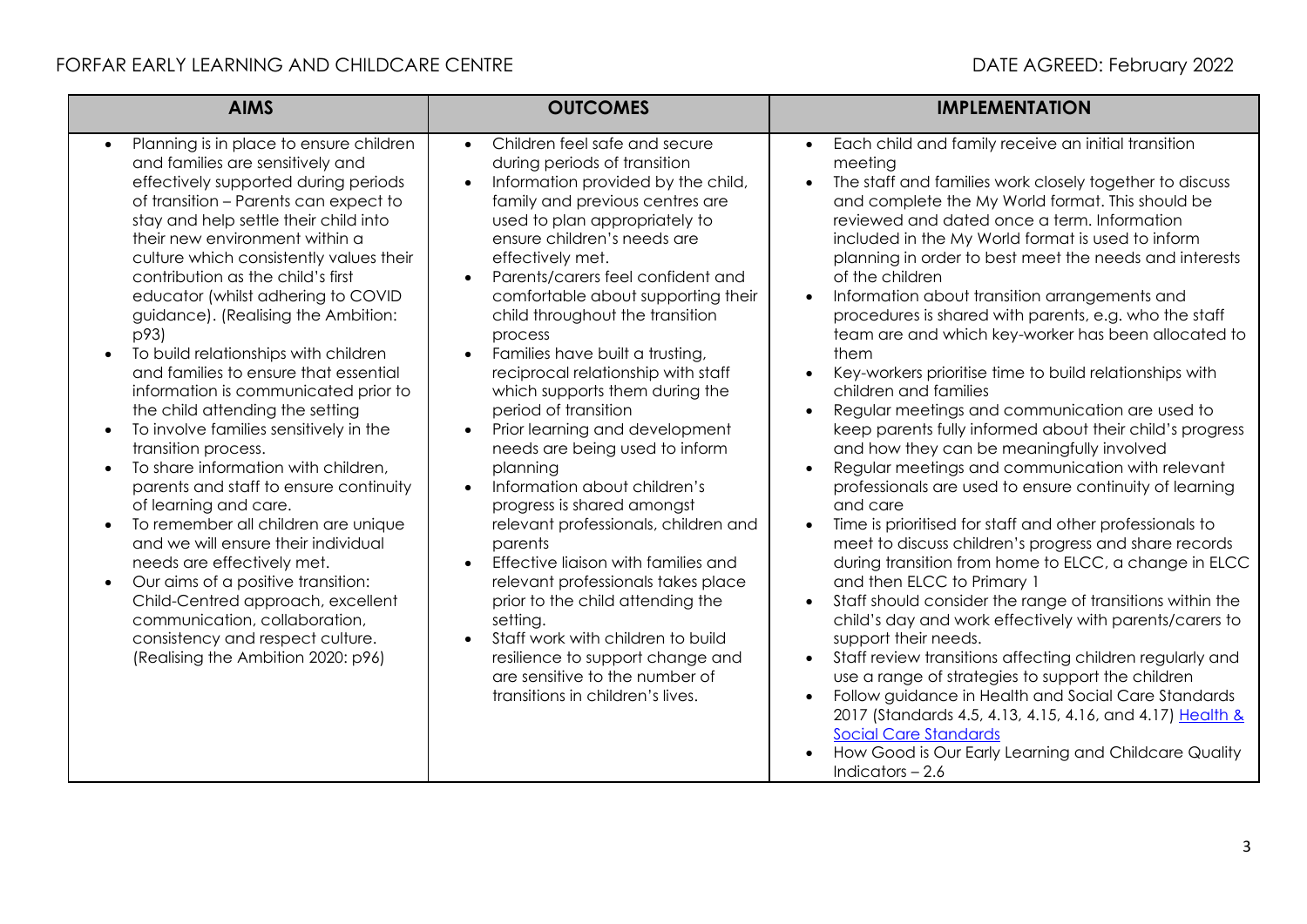| AIMS | OUTCOMES | IMPLEMENTATION |
| --- | --- | --- |
| • Planning is in place to ensure children and families are sensitively and effectively supported during periods of transition – Parents can expect to stay and help settle their child into their new environment within a culture which consistently values their contribution as the child's first educator (whilst adhering to COVID guidance). (Realising the Ambition: p93)<br>• To build relationships with children and families to ensure that essential information is communicated prior to the child attending the setting<br>• To involve families sensitively in the transition process.<br>• To share information with children, parents and staff to ensure continuity of learning and care.<br>• To remember all children are unique and we will ensure their individual needs are effectively met.<br>• Our aims of a positive transition: Child-Centred approach, excellent communication, collaboration, consistency and respect culture. (Realising the Ambition 2020: p96) | • Children feel safe and secure during periods of transition<br>• Information provided by the child, family and previous centres are used to plan appropriately to ensure children's needs are effectively met.<br>• Parents/carers feel confident and comfortable about supporting their child throughout the transition process<br>• Families have built a trusting, reciprocal relationship with staff which supports them during the period of transition<br>• Prior learning and development needs are being used to inform planning<br>• Information about children's progress is shared amongst relevant professionals, children and parents<br>• Effective liaison with families and relevant professionals takes place prior to the child attending the setting.<br>• Staff work with children to build resilience to support change and are sensitive to the number of transitions in children's lives. | • Each child and family receive an initial transition meeting<br>• The staff and families work closely together to discuss and complete the My World format. This should be reviewed and dated once a term. Information included in the My World format is used to inform planning in order to best meet the needs and interests of the children<br>• Information about transition arrangements and procedures is shared with parents, e.g. who the staff team are and which key-worker has been allocated to them<br>• Key-workers prioritise time to build relationships with children and families<br>• Regular meetings and communication are used to keep parents fully informed about their child's progress and how they can be meaningfully involved<br>• Regular meetings and communication with relevant professionals are used to ensure continuity of learning and care<br>• Time is prioritised for staff and other professionals to meet to discuss children's progress and share records during transition from home to ELCC, a change in ELCC and then ELCC to Primary 1<br>• Staff should consider the range of transitions within the child's day and work effectively with parents/carers to support their needs.<br>• Staff review transitions affecting children regularly and use a range of strategies to support the children<br>• Follow guidance in Health and Social Care Standards 2017 (Standards 4.5, 4.13, 4.15, 4.16, and 4.17) Health & Social Care Standards<br>• How Good is Our Early Learning and Childcare Quality Indicators – 2.6 |